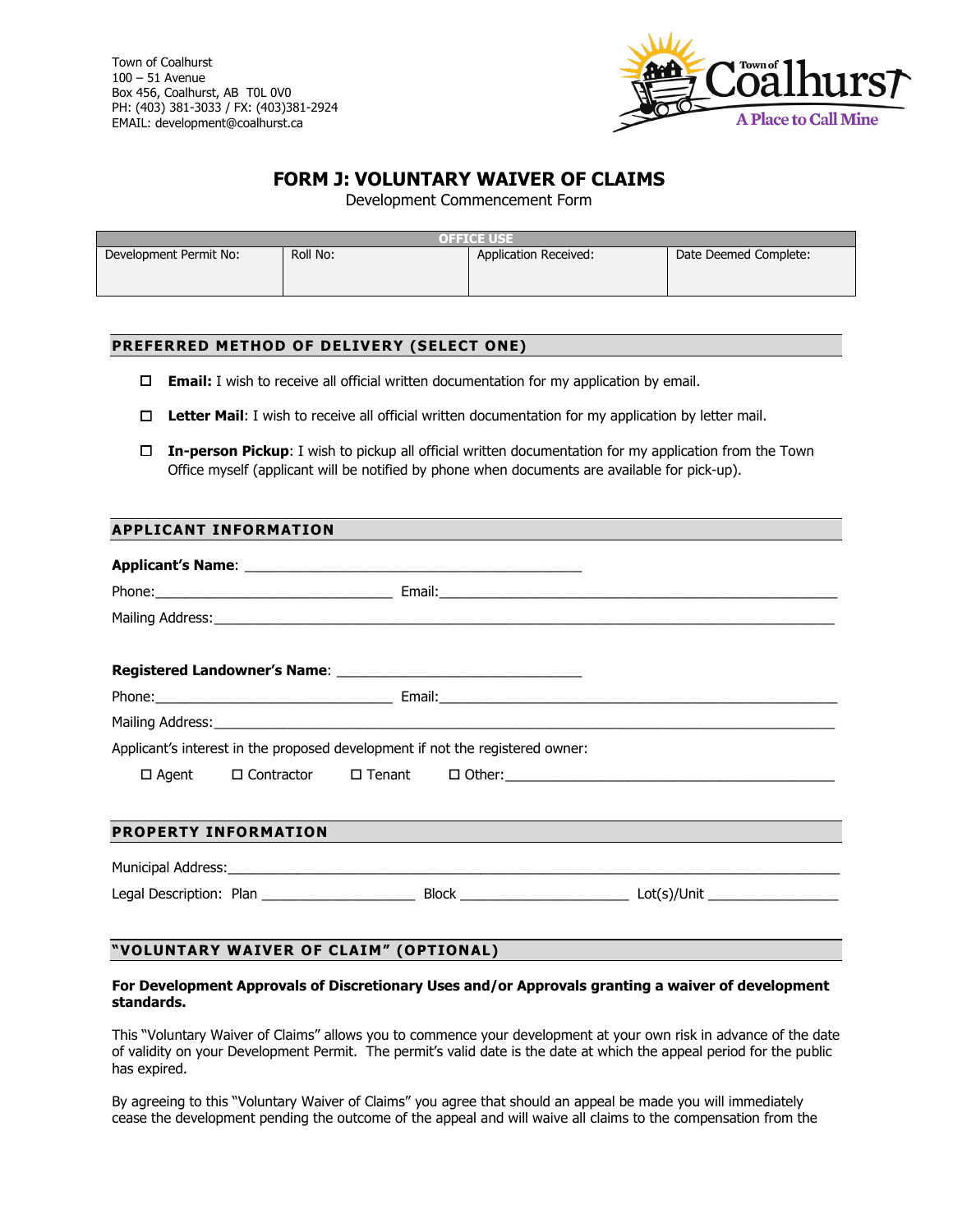Town of Coalhurst
100 – 51 Avenue
Box 456, Coalhurst, AB T0L 0V0
PH: (403) 381-3033 / FX: (403)381-2924
EMAIL: development@coalhurst.ca

Town of Coalhurst
A Place to Call Mine

# FORM J: VOLUNTARY WAIVER OF CLAIMS

Development Commencement Form

| OFFICE USE | | | |
|---|---|---|---|
| Development Permit No: | Roll No: | Application Received: | Date Deemed Complete: |

## PREFERRED METHOD OF DELIVERY (SELECT ONE)

- ☐ **Email:** I wish to receive all official written documentation for my application by email.
- ☐ **Letter Mail**: I wish to receive all official written documentation for my application by letter mail.
- ☐ **In-person Pickup**: I wish to pickup all official written documentation for my application from the Town Office myself (applicant will be notified by phone when documents are available for pick-up).

## APPLICANT INFORMATION

**Applicant's Name**: ___________________________________________

Phone:______________________________ Email:______________________________________________________

Mailing Address:_____________________________________________________________________________

**Registered Landowner's Name**: _______________________________

Phone:______________________________ Email:______________________________________________________

Mailing Address:_____________________________________________________________________________

Applicant's interest in the proposed development if not the registered owner:

☐ Agent ☐ Contractor ☐ Tenant ☐ Other:__________________________________________

## PROPERTY INFORMATION

Municipal Address:___________________________________________________________________________

Legal Description: Plan ____________________ Block ______________________ Lot(s)/Unit _________________

## "VOLUNTARY WAIVER OF CLAIM" (OPTIONAL)

**For Development Approvals of Discretionary Uses and/or Approvals granting a waiver of development standards.**

This "Voluntary Waiver of Claims" allows you to commence your development at your own risk in advance of the date of validity on your Development Permit. The permit's valid date is the date at which the appeal period for the public has expired.

By agreeing to this "Voluntary Waiver of Claims" you agree that should an appeal be made you will immediately cease the development pending the outcome of the appeal and will waive all claims to the compensation from the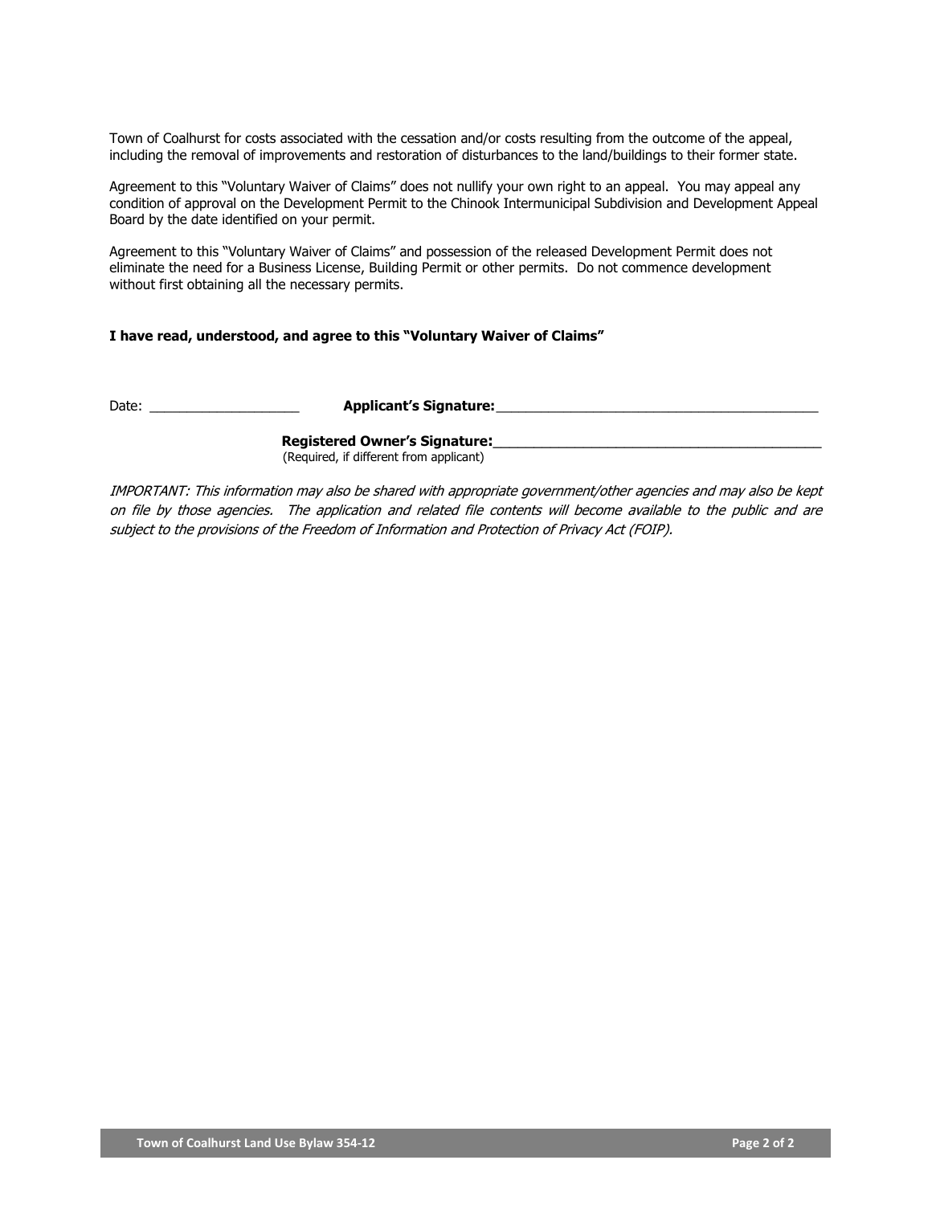Town of Coalhurst for costs associated with the cessation and/or costs resulting from the outcome of the appeal, including the removal of improvements and restoration of disturbances to the land/buildings to their former state.

Agreement to this "Voluntary Waiver of Claims" does not nullify your own right to an appeal. You may appeal any condition of approval on the Development Permit to the Chinook Intermunicipal Subdivision and Development Appeal Board by the date identified on your permit.

Agreement to this "Voluntary Waiver of Claims" and possession of the released Development Permit does not eliminate the need for a Business License, Building Permit or other permits. Do not commence development without first obtaining all the necessary permits.

**I have read, understood, and agree to this "Voluntary Waiver of Claims"**

Date: ____________________ **Applicant's Signature:**____________________________________________

**Registered Owner's Signature:**____________________________________________
(Required, if different from applicant)

*IMPORTANT: This information may also be shared with appropriate government/other agencies and may also be kept on file by those agencies. The application and related file contents will become available to the public and are subject to the provisions of the Freedom of Information and Protection of Privacy Act (FOIP).*